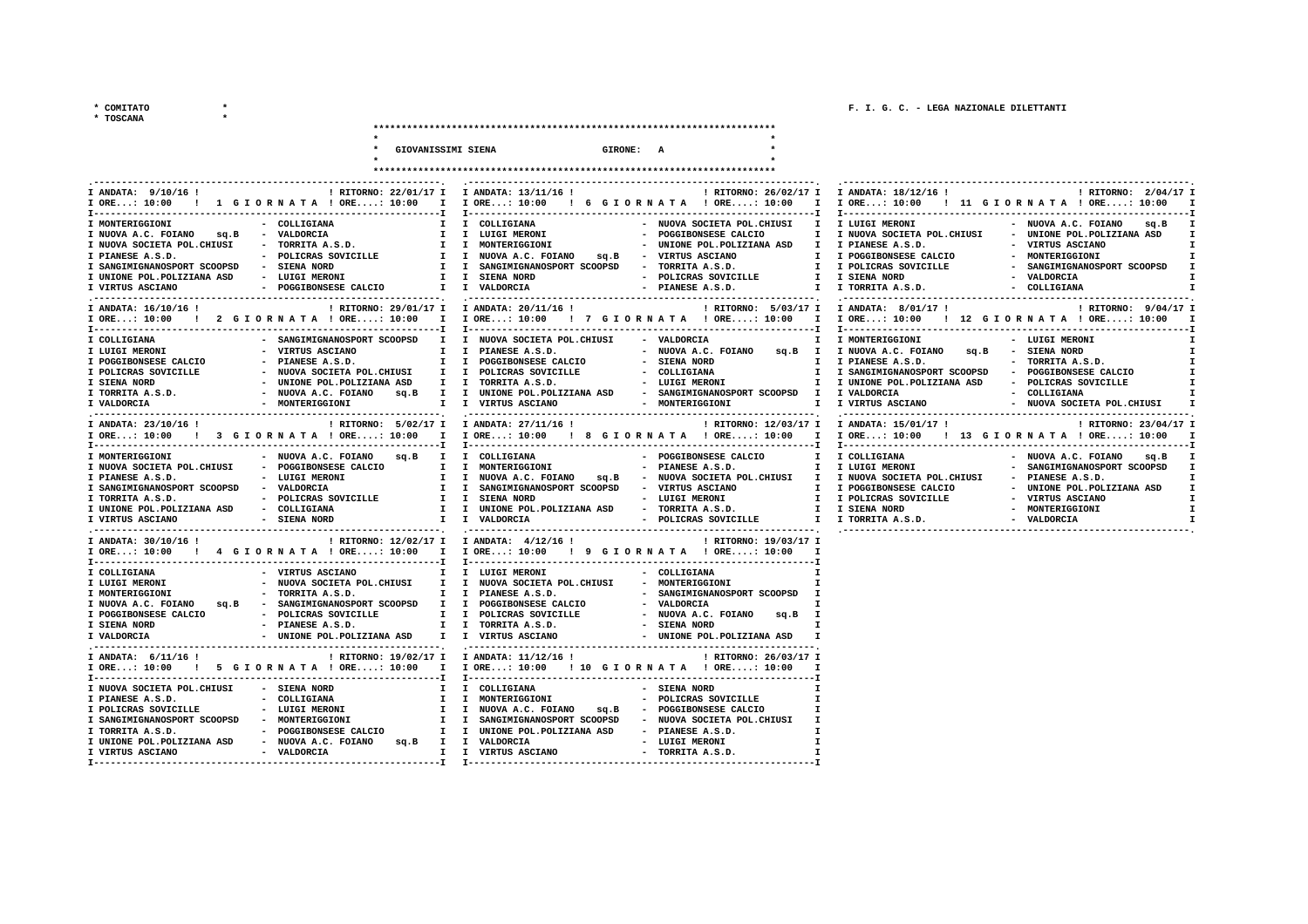* COMITATO *
* TOSCANA *

F. I. G. C. - LEGA NAZIONALE DILETTANTI

**GIOVANISSIMI SIENA — GIRONE: A**

### 1 GIORNATA — ANDATA: 9/10/16 ORE...: 10:00 — RITORNO: 22/01/17 ORE....: 10:00

| Casa | Ospite |
|---|---|
| MONTERIGGIONI | COLLIGIANA |
| NUOVA A.C. FOIANO sq.B | VALDORCIA |
| NUOVA SOCIETA POL.CHIUSI | TORRITA A.S.D. |
| PIANESE A.S.D. | POLICRAS SOVICILLE |
| SANGIMIGNANOSPORT SCOOPSD | SIENA NORD |
| UNIONE POL.POLIZIANA ASD | LUIGI MERONI |
| VIRTUS ASCIANO | POGGIBONSESE CALCIO |

### 2 GIORNATA — ANDATA: 16/10/16 ORE...: 10:00 — RITORNO: 29/01/17 ORE....: 10:00

| Casa | Ospite |
|---|---|
| COLLIGIANA | SANGIMIGNANOSPORT SCOOPSD |
| LUIGI MERONI | VIRTUS ASCIANO |
| POGGIBONSESE CALCIO | PIANESE A.S.D. |
| POLICRAS SOVICILLE | NUOVA SOCIETA POL.CHIUSI |
| SIENA NORD | UNIONE POL.POLIZIANA ASD |
| TORRITA A.S.D. | NUOVA A.C. FOIANO sq.B |
| VALDORCIA | MONTERIGGIONI |

### 3 GIORNATA — ANDATA: 23/10/16 ORE...: 10:00 — RITORNO: 5/02/17 ORE....: 10:00

| Casa | Ospite |
|---|---|
| MONTERIGGIONI | NUOVA A.C. FOIANO sq.B |
| NUOVA SOCIETA POL.CHIUSI | POGGIBONSESE CALCIO |
| PIANESE A.S.D. | LUIGI MERONI |
| SANGIMIGNANOSPORT SCOOPSD | VALDORCIA |
| TORRITA A.S.D. | POLICRAS SOVICILLE |
| UNIONE POL.POLIZIANA ASD | COLLIGIANA |
| VIRTUS ASCIANO | SIENA NORD |

### 4 GIORNATA — ANDATA: 30/10/16 ORE...: 10:00 — RITORNO: 12/02/17 ORE....: 10:00

| Casa | Ospite |
|---|---|
| COLLIGIANA | VIRTUS ASCIANO |
| LUIGI MERONI | NUOVA SOCIETA POL.CHIUSI |
| MONTERIGGIONI | TORRITA A.S.D. |
| NUOVA A.C. FOIANO sq.B | SANGIMIGNANOSPORT SCOOPSD |
| POGGIBONSESE CALCIO | POLICRAS SOVICILLE |
| SIENA NORD | PIANESE A.S.D. |
| VALDORCIA | UNIONE POL.POLIZIANA ASD |

### 5 GIORNATA — ANDATA: 6/11/16 ORE...: 10:00 — RITORNO: 19/02/17 ORE....: 10:00

| Casa | Ospite |
|---|---|
| NUOVA SOCIETA POL.CHIUSI | SIENA NORD |
| PIANESE A.S.D. | COLLIGIANA |
| POLICRAS SOVICILLE | LUIGI MERONI |
| SANGIMIGNANOSPORT SCOOPSD | MONTERIGGIONI |
| TORRITA A.S.D. | POGGIBONSESE CALCIO |
| UNIONE POL.POLIZIANA ASD | NUOVA A.C. FOIANO sq.B |
| VIRTUS ASCIANO | VALDORCIA |

### 6 GIORNATA — ANDATA: 13/11/16 ORE...: 10:00 — RITORNO: 26/02/17 ORE....: 10:00

| Casa | Ospite |
|---|---|
| COLLIGIANA | NUOVA SOCIETA POL.CHIUSI |
| LUIGI MERONI | POGGIBONSESE CALCIO |
| MONTERIGGIONI | UNIONE POL.POLIZIANA ASD |
| NUOVA A.C. FOIANO sq.B | VIRTUS ASCIANO |
| SANGIMIGNANOSPORT SCOOPSD | TORRITA A.S.D. |
| SIENA NORD | POLICRAS SOVICILLE |
| VALDORCIA | PIANESE A.S.D. |

### 7 GIORNATA — ANDATA: 20/11/16 ORE...: 10:00 — RITORNO: 5/03/17 ORE....: 10:00

| Casa | Ospite |
|---|---|
| NUOVA SOCIETA POL.CHIUSI | VALDORCIA |
| PIANESE A.S.D. | NUOVA A.C. FOIANO sq.B |
| POGGIBONSESE CALCIO | SIENA NORD |
| POLICRAS SOVICILLE | COLLIGIANA |
| TORRITA A.S.D. | LUIGI MERONI |
| UNIONE POL.POLIZIANA ASD | SANGIMIGNANOSPORT SCOOPSD |
| VIRTUS ASCIANO | MONTERIGGIONI |

### 8 GIORNATA — ANDATA: 27/11/16 ORE...: 10:00 — RITORNO: 12/03/17 ORE....: 10:00

| Casa | Ospite |
|---|---|
| COLLIGIANA | POGGIBONSESE CALCIO |
| MONTERIGGIONI | PIANESE A.S.D. |
| NUOVA A.C. FOIANO sq.B | NUOVA SOCIETA POL.CHIUSI |
| SANGIMIGNANOSPORT SCOOPSD | VIRTUS ASCIANO |
| SIENA NORD | LUIGI MERONI |
| UNIONE POL.POLIZIANA ASD | TORRITA A.S.D. |
| VALDORCIA | POLICRAS SOVICILLE |

### 9 GIORNATA — ANDATA: 4/12/16 ORE...: 10:00 — RITORNO: 19/03/17 ORE....: 10:00

| Casa | Ospite |
|---|---|
| LUIGI MERONI | COLLIGIANA |
| NUOVA SOCIETA POL.CHIUSI | MONTERIGGIONI |
| PIANESE A.S.D. | SANGIMIGNANOSPORT SCOOPSD |
| POGGIBONSESE CALCIO | VALDORCIA |
| POLICRAS SOVICILLE | NUOVA A.C. FOIANO sq.B |
| TORRITA A.S.D. | SIENA NORD |
| VIRTUS ASCIANO | UNIONE POL.POLIZIANA ASD |

### 10 GIORNATA — ANDATA: 11/12/16 ORE...: 10:00 — RITORNO: 26/03/17 ORE....: 10:00

| Casa | Ospite |
|---|---|
| COLLIGIANA | SIENA NORD |
| MONTERIGGIONI | POLICRAS SOVICILLE |
| NUOVA A.C. FOIANO sq.B | POGGIBONSESE CALCIO |
| SANGIMIGNANOSPORT SCOOPSD | NUOVA SOCIETA POL.CHIUSI |
| UNIONE POL.POLIZIANA ASD | PIANESE A.S.D. |
| VALDORCIA | LUIGI MERONI |
| VIRTUS ASCIANO | TORRITA A.S.D. |

### 11 GIORNATA — ANDATA: 18/12/16 ORE...: 10:00 — RITORNO: 2/04/17 ORE....: 10:00

| Casa | Ospite |
|---|---|
| LUIGI MERONI | NUOVA A.C. FOIANO sq.B |
| NUOVA SOCIETA POL.CHIUSI | UNIONE POL.POLIZIANA ASD |
| PIANESE A.S.D. | VIRTUS ASCIANO |
| POGGIBONSESE CALCIO | MONTERIGGIONI |
| POLICRAS SOVICILLE | SANGIMIGNANOSPORT SCOOPSD |
| SIENA NORD | VALDORCIA |
| TORRITA A.S.D. | COLLIGIANA |

### 12 GIORNATA — ANDATA: 8/01/17 ORE...: 10:00 — RITORNO: 9/04/17 ORE....: 10:00

| Casa | Ospite |
|---|---|
| MONTERIGGIONI | LUIGI MERONI |
| NUOVA A.C. FOIANO sq.B | SIENA NORD |
| PIANESE A.S.D. | TORRITA A.S.D. |
| SANGIMIGNANOSPORT SCOOPSD | POGGIBONSESE CALCIO |
| UNIONE POL.POLIZIANA ASD | POLICRAS SOVICILLE |
| VALDORCIA | COLLIGIANA |
| VIRTUS ASCIANO | NUOVA SOCIETA POL.CHIUSI |

### 13 GIORNATA — ANDATA: 15/01/17 ORE...: 10:00 — RITORNO: 23/04/17 ORE....: 10:00

| Casa | Ospite |
|---|---|
| COLLIGIANA | NUOVA A.C. FOIANO sq.B |
| LUIGI MERONI | SANGIMIGNANOSPORT SCOOPSD |
| NUOVA SOCIETA POL.CHIUSI | PIANESE A.S.D. |
| POGGIBONSESE CALCIO | UNIONE POL.POLIZIANA ASD |
| POLICRAS SOVICILLE | VIRTUS ASCIANO |
| SIENA NORD | MONTERIGGIONI |
| TORRITA A.S.D. | VALDORCIA |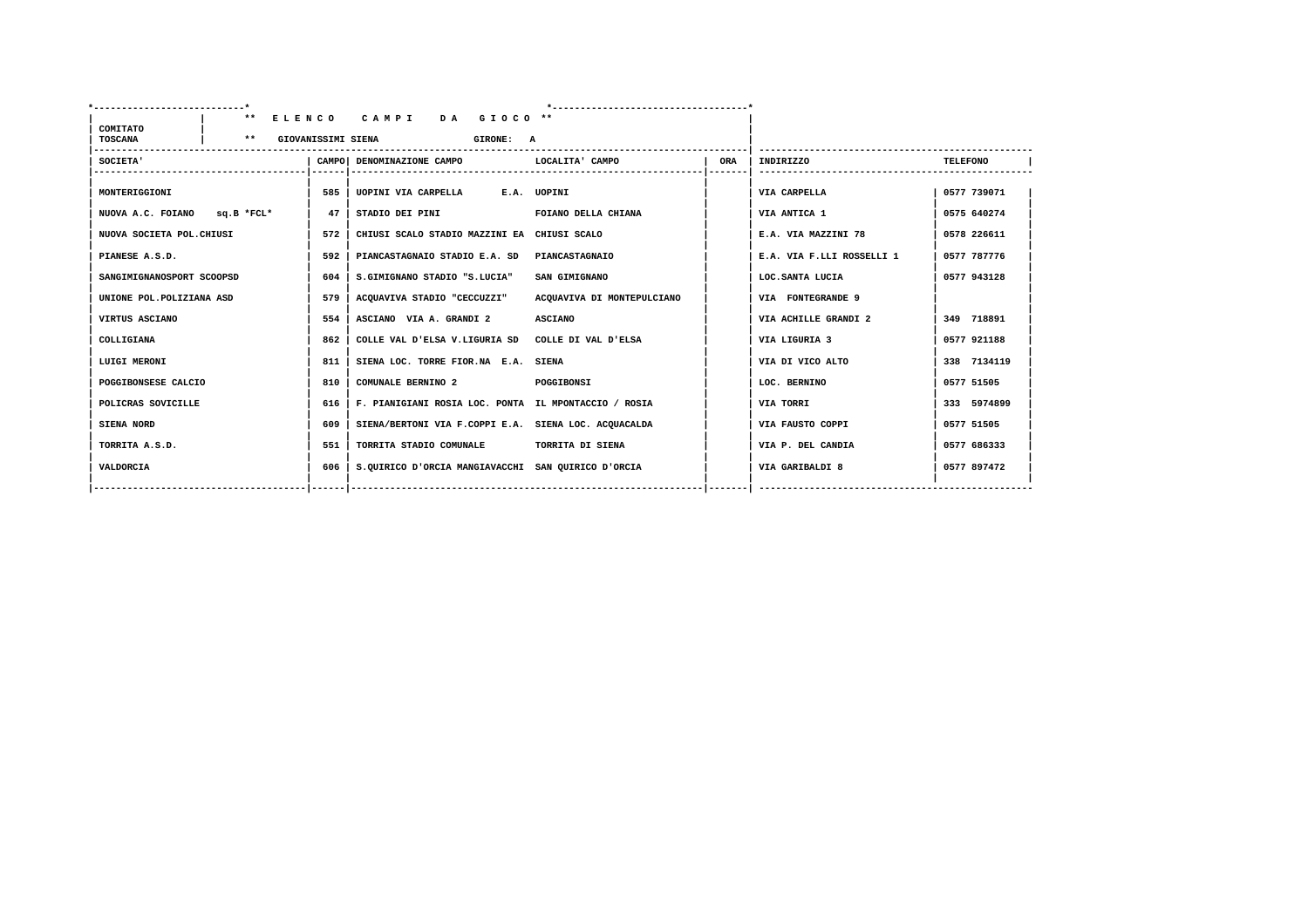**\*\* E L E N C O C A M P I D A G I O C O \*\***

COMITATO TOSCANA

\*\* GIOVANISSIMI SIENA GIRONE: A

| SOCIETA' | CAMPO | DENOMINAZIONE CAMPO | LOCALITA' CAMPO | ORA | INDIRIZZO | TELEFONO |
|---|---|---|---|---|---|---|
| MONTERIGGIONI | 585 | UOPINI VIA CARPELLA E.A. | UOPINI | | VIA CARPELLA | 0577 739071 |
| NUOVA A.C. FOIANO sq.B *FCL* | 47 | STADIO DEI PINI | FOIANO DELLA CHIANA | | VIA ANTICA 1 | 0575 640274 |
| NUOVA SOCIETA POL.CHIUSI | 572 | CHIUSI SCALO STADIO MAZZINI EA | CHIUSI SCALO | | E.A. VIA MAZZINI 78 | 0578 226611 |
| PIANESE A.S.D. | 592 | PIANCASTAGNAIO STADIO E.A. SD | PIANCASTAGNAIO | | E.A. VIA F.LLI ROSSELLI 1 | 0577 787776 |
| SANGIMIGNANOSPORT SCOOPSD | 604 | S.GIMIGNANO STADIO "S.LUCIA" | SAN GIMIGNANO | | LOC.SANTA LUCIA | 0577 943128 |
| UNIONE POL.POLIZIANA ASD | 579 | ACQUAVIVA STADIO "CECCUZZI" | ACQUAVIVA DI MONTEPULCIANO | | VIA FONTEGRANDE 9 | |
| VIRTUS ASCIANO | 554 | ASCIANO VIA A. GRANDI 2 | ASCIANO | | VIA ACHILLE GRANDI 2 | 349 718891 |
| COLLIGIANA | 862 | COLLE VAL D'ELSA V.LIGURIA SD | COLLE DI VAL D'ELSA | | VIA LIGURIA 3 | 0577 921188 |
| LUIGI MERONI | 811 | SIENA LOC. TORRE FIOR.NA E.A. | SIENA | | VIA DI VICO ALTO | 338 7134119 |
| POGGIBONSESE CALCIO | 810 | COMUNALE BERNINO 2 | POGGIBONSI | | LOC. BERNINO | 0577 51505 |
| POLICRAS SOVICILLE | 616 | F. PIANIGIANI ROSIA LOC. PONTA | IL MPONTACCIO / ROSIA | | VIA TORRI | 333 5974899 |
| SIENA NORD | 609 | SIENA/BERTONI VIA F.COPPI E.A. | SIENA LOC. ACQUACALDA | | VIA FAUSTO COPPI | 0577 51505 |
| TORRITA A.S.D. | 551 | TORRITA STADIO COMUNALE | TORRITA DI SIENA | | VIA P. DEL CANDIA | 0577 686333 |
| VALDORCIA | 606 | S.QUIRICO D'ORCIA MANGIAVACCHI | SAN QUIRICO D'ORCIA | | VIA GARIBALDI 8 | 0577 897472 |